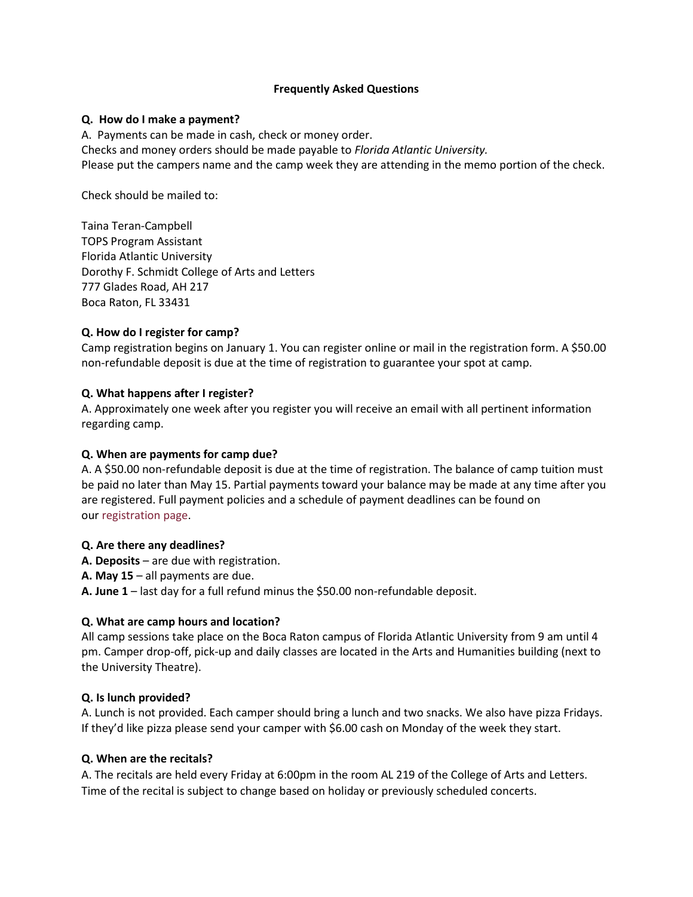**Frequently Asked Questions**

**Q. How do I make a payment?**

A. Payments can be made in cash, check or money order.
Checks and money orders should be made payable to *Florida Atlantic University.*
Please put the campers name and the camp week they are attending in the memo portion of the check.

Check should be mailed to:

Taina Teran-Campbell
TOPS Program Assistant
Florida Atlantic University
Dorothy F. Schmidt College of Arts and Letters
777 Glades Road, AH 217
Boca Raton, FL 33431

**Q. How do I register for camp?**

Camp registration begins on January 1. You can register online or mail in the registration form. A $50.00 non-refundable deposit is due at the time of registration to guarantee your spot at camp.

**Q. What happens after I register?**

A. Approximately one week after you register you will receive an email with all pertinent information regarding camp.

**Q. When are payments for camp due?**

A. A $50.00 non-refundable deposit is due at the time of registration. The balance of camp tuition must be paid no later than May 15. Partial payments toward your balance may be made at any time after you are registered. Full payment policies and a schedule of payment deadlines can be found on our registration page.

**Q. Are there any deadlines?**

**A. Deposits** – are due with registration.
**A. May 15** – all payments are due.
**A. June 1** – last day for a full refund minus the $50.00 non-refundable deposit.

**Q. What are camp hours and location?**

All camp sessions take place on the Boca Raton campus of Florida Atlantic University from 9 am until 4 pm. Camper drop-off, pick-up and daily classes are located in the Arts and Humanities building (next to the University Theatre).

**Q. Is lunch provided?**

A. Lunch is not provided. Each camper should bring a lunch and two snacks. We also have pizza Fridays. If they'd like pizza please send your camper with $6.00 cash on Monday of the week they start.

**Q. When are the recitals?**

A. The recitals are held every Friday at 6:00pm in the room AL 219 of the College of Arts and Letters. Time of the recital is subject to change based on holiday or previously scheduled concerts.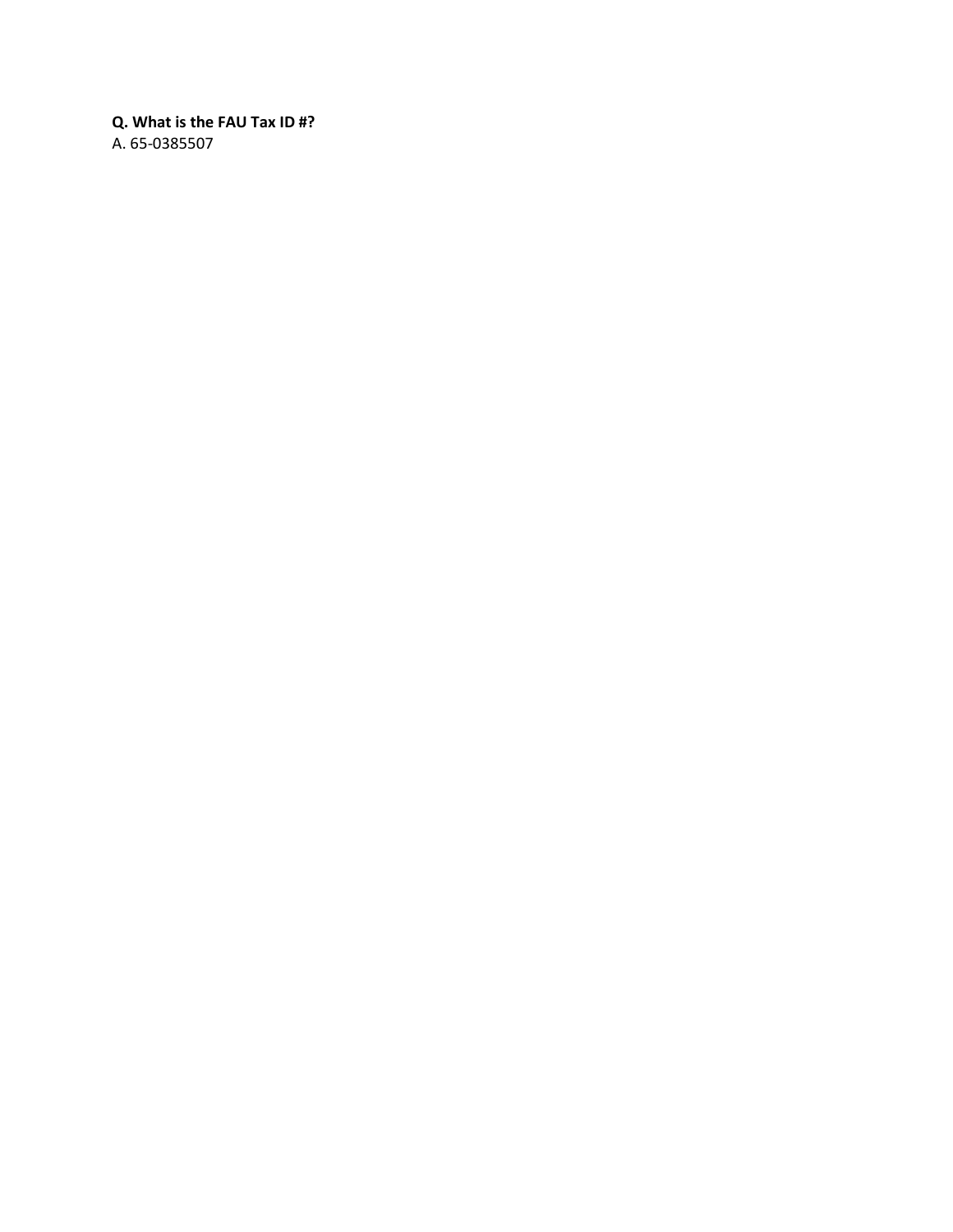**Q. What is the FAU Tax ID #?**
A. 65-0385507